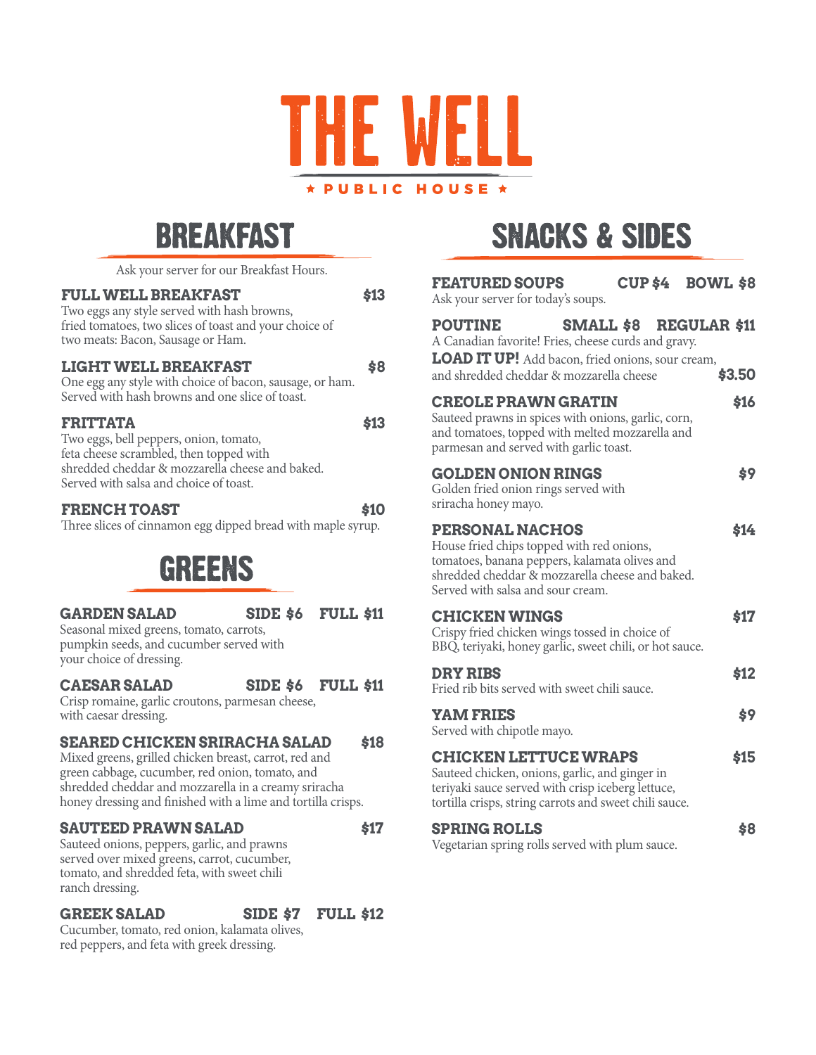# THE WELL

★ PUBLIC HOUSE ★

## BREAKFAST

Ask your server for our Breakfast Hours.

**FULL WELL BREAKFAST** **$13**
Two eggs any style served with hash browns, fried tomatoes, two slices of toast and your choice of two meats: Bacon, Sausage or Ham.

**LIGHT WELL BREAKFAST** **$8**
One egg any style with choice of bacon, sausage, or ham. Served with hash browns and one slice of toast.

**FRITTATA** **$13**
Two eggs, bell peppers, onion, tomato, feta cheese scrambled, then topped with shredded cheddar & mozzarella cheese and baked. Served with salsa and choice of toast.

**FRENCH TOAST** **$10**
Three slices of cinnamon egg dipped bread with maple syrup.

## GREENS

**GARDEN SALAD** **SIDE $6** **FULL $11**
Seasonal mixed greens, tomato, carrots, pumpkin seeds, and cucumber served with your choice of dressing.

**CAESAR SALAD** **SIDE $6** **FULL $11**
Crisp romaine, garlic croutons, parmesan cheese, with caesar dressing.

**SEARED CHICKEN SRIRACHA SALAD** **$18**
Mixed greens, grilled chicken breast, carrot, red and green cabbage, cucumber, red onion, tomato, and shredded cheddar and mozzarella in a creamy sriracha honey dressing and finished with a lime and tortilla crisps.

**SAUTEED PRAWN SALAD** **$17**
Sauteed onions, peppers, garlic, and prawns served over mixed greens, carrot, cucumber, tomato, and shredded feta, with sweet chili ranch dressing.

**GREEK SALAD** **SIDE $7** **FULL $12**
Cucumber, tomato, red onion, kalamata olives, red peppers, and feta with greek dressing.

## SNACKS & SIDES

**FEATURED SOUPS** **CUP $4** **BOWL $8**
Ask your server for today's soups.

**POUTINE** **SMALL $8** **REGULAR $11**
A Canadian favorite! Fries, cheese curds and gravy.
**LOAD IT UP!** Add bacon, fried onions, sour cream, and shredded cheddar & mozzarella cheese **$3.50**

**CREOLE PRAWN GRATIN** **$16**
Sauteed prawns in spices with onions, garlic, corn, and tomatoes, topped with melted mozzarella and parmesan and served with garlic toast.

**GOLDEN ONION RINGS** **$9**
Golden fried onion rings served with sriracha honey mayo.

**PERSONAL NACHOS** **$14**
House fried chips topped with red onions, tomatoes, banana peppers, kalamata olives and shredded cheddar & mozzarella cheese and baked. Served with salsa and sour cream.

**CHICKEN WINGS** **$17**
Crispy fried chicken wings tossed in choice of BBQ, teriyaki, honey garlic, sweet chili, or hot sauce.

**DRY RIBS** **$12**
Fried rib bits served with sweet chili sauce.

**YAM FRIES** **$9**
Served with chipotle mayo.

**CHICKEN LETTUCE WRAPS** **$15**
Sauteed chicken, onions, garlic, and ginger in teriyaki sauce served with crisp iceberg lettuce, tortilla crisps, string carrots and sweet chili sauce.

**SPRING ROLLS** **$8**
Vegetarian spring rolls served with plum sauce.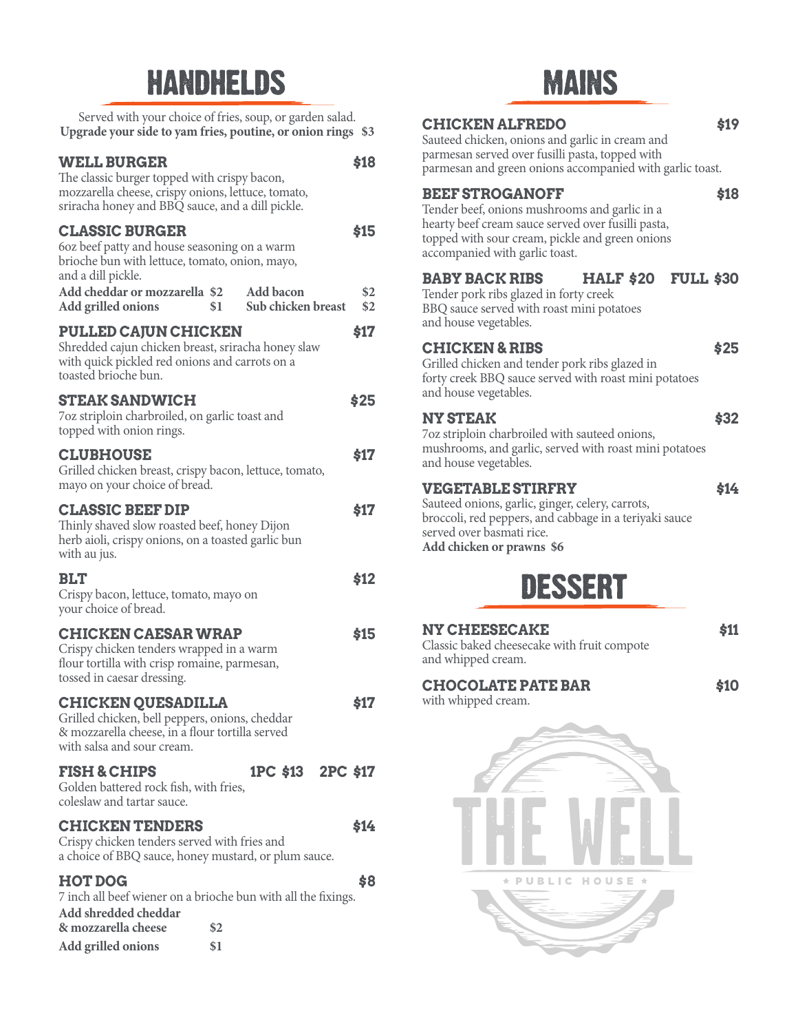# HANDHELDS

Served with your choice of fries, soup, or garden salad.
**Upgrade your side to yam fries, poutine, or onion rings $3**

### WELL BURGER — $18

The classic burger topped with crispy bacon, mozzarella cheese, crispy onions, lettuce, tomato, sriracha honey and BBQ sauce, and a dill pickle.

### CLASSIC BURGER — $15

6oz beef patty and house seasoning on a warm brioche bun with lettuce, tomato, onion, mayo, and a dill pickle.

**Add cheddar or mozzarella $2**
**Add grilled onions $1**
**Add bacon $2**
**Sub chicken breast $2**

### PULLED CAJUN CHICKEN — $17

Shredded cajun chicken breast, sriracha honey slaw with quick pickled red onions and carrots on a toasted brioche bun.

### STEAK SANDWICH — $25

7oz striploin charbroiled, on garlic toast and topped with onion rings.

### CLUBHOUSE — $17

Grilled chicken breast, crispy bacon, lettuce, tomato, mayo on your choice of bread.

### CLASSIC BEEF DIP — $17

Thinly shaved slow roasted beef, honey Dijon herb aioli, crispy onions, on a toasted garlic bun with au jus.

### BLT — $12

Crispy bacon, lettuce, tomato, mayo on your choice of bread.

### CHICKEN CAESAR WRAP — $15

Crispy chicken tenders wrapped in a warm flour tortilla with crisp romaine, parmesan, tossed in caesar dressing.

### CHICKEN QUESADILLA — $17

Grilled chicken, bell peppers, onions, cheddar & mozzarella cheese, in a flour tortilla served with salsa and sour cream.

### FISH & CHIPS — 1PC $13 2PC $17

Golden battered rock fish, with fries, coleslaw and tartar sauce.

### CHICKEN TENDERS — $14

Crispy chicken tenders served with fries and a choice of BBQ sauce, honey mustard, or plum sauce.

### HOT DOG — $8

7 inch all beef wiener on a brioche bun with all the fixings.

**Add shredded cheddar & mozzarella cheese $2**
**Add grilled onions $1**

# MAINS

### CHICKEN ALFREDO — $19

Sauteed chicken, onions and garlic in cream and parmesan served over fusilli pasta, topped with parmesan and green onions accompanied with garlic toast.

### BEEF STROGANOFF — $18

Tender beef, onions mushrooms and garlic in a hearty beef cream sauce served over fusilli pasta, topped with sour cream, pickle and green onions accompanied with garlic toast.

### BABY BACK RIBS — HALF $20 FULL $30

Tender pork ribs glazed in forty creek BBQ sauce served with roast mini potatoes and house vegetables.

### CHICKEN & RIBS — $25

Grilled chicken and tender pork ribs glazed in forty creek BBQ sauce served with roast mini potatoes and house vegetables.

### NY STEAK — $32

7oz striploin charbroiled with sauteed onions, mushrooms, and garlic, served with roast mini potatoes and house vegetables.

### VEGETABLE STIRFRY — $14

Sauteed onions, garlic, ginger, celery, carrots, broccoli, red peppers, and cabbage in a teriyaki sauce served over basmati rice.
**Add chicken or prawns $6**

# DESSERT

### NY CHEESECAKE — $11

Classic baked cheesecake with fruit compote and whipped cream.

### CHOCOLATE PATE BAR — $10

with whipped cream.

THE WELL
PUBLIC HOUSE